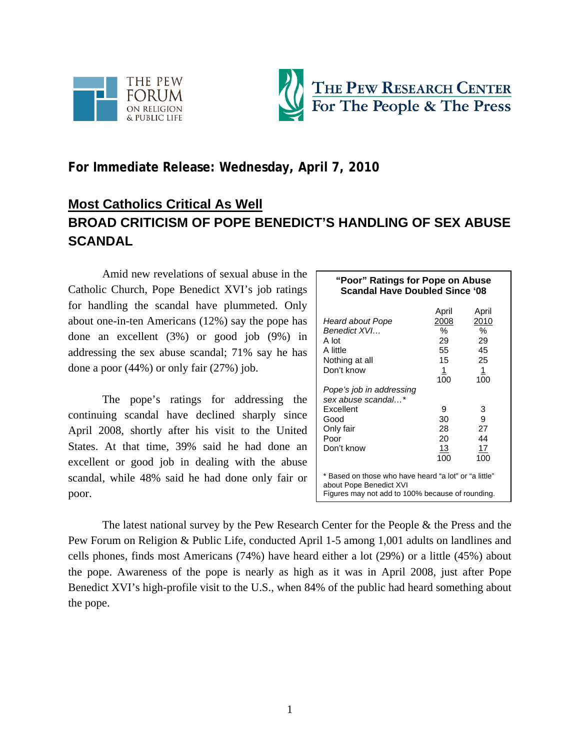**For Immediate Release: Wednesday, April 7, 2010**

## Most Catholics Critical As Well

# BROAD CRITICISM OF POPE BENEDICT'S HANDLING OF SEX ABUSE SCANDAL

Amid new revelations of sexual abuse in the Catholic Church, Pope Benedict XVI's job ratings for handling the scandal have plummeted. Only about one-in-ten Americans (12%) say the pope has done an excellent (3%) or good job (9%) in addressing the sex abuse scandal; 71% say he has done a poor (44%) or only fair (27%) job.

The pope's ratings for addressing the continuing scandal have declined sharply since April 2008, shortly after his visit to the United States. At that time, 39% said he had done an excellent or good job in dealing with the abuse scandal, while 48% said he had done only fair or poor.

**"Poor" Ratings for Pope on Abuse Scandal Have Doubled Since '08**

| | April 2008 | April 2010 |
|---|---|---|
| *Heard about Pope Benedict XVI…* | % | % |
| A lot | 29 | 29 |
| A little | 55 | 45 |
| Nothing at all | 15 | 25 |
| Don't know | 1 | 1 |
| | 100 | 100 |
| *Pope's job in addressing sex abuse scandal…\** | | |
| Excellent | 9 | 3 |
| Good | 30 | 9 |
| Only fair | 28 | 27 |
| Poor | 20 | 44 |
| Don't know | 13 | 17 |
| | 100 | 100 |

\* Based on those who have heard "a lot" or "a little" about Pope Benedict XVI
Figures may not add to 100% because of rounding.

The latest national survey by the Pew Research Center for the People & the Press and the Pew Forum on Religion & Public Life, conducted April 1-5 among 1,001 adults on landlines and cells phones, finds most Americans (74%) have heard either a lot (29%) or a little (45%) about the pope. Awareness of the pope is nearly as high as it was in April 2008, just after Pope Benedict XVI's high-profile visit to the U.S., when 84% of the public had heard something about the pope.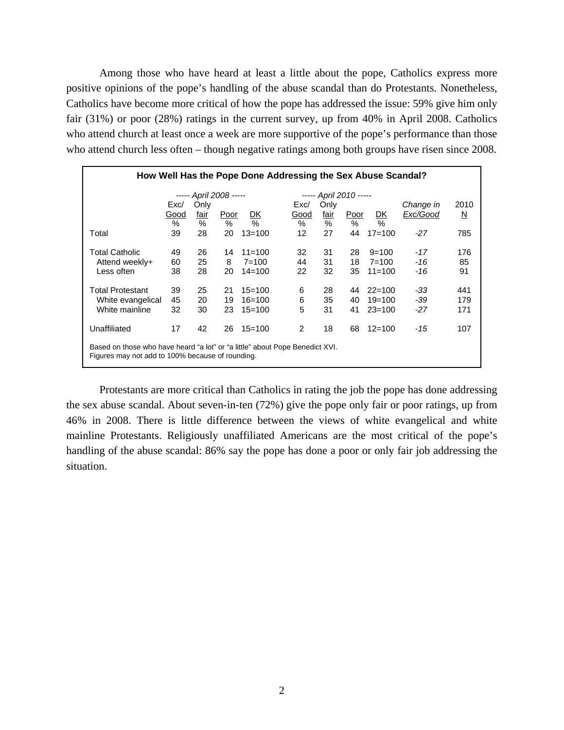Among those who have heard at least a little about the pope, Catholics express more positive opinions of the pope's handling of the abuse scandal than do Protestants. Nonetheless, Catholics have become more critical of how the pope has addressed the issue: 59% give him only fair (31%) or poor (28%) ratings in the current survey, up from 40% in April 2008. Catholics who attend church at least once a week are more supportive of the pope's performance than those who attend church less often – though negative ratings among both groups have risen since 2008.

**How Well Has the Pope Done Addressing the Sex Abuse Scandal?**

| | ----- April 2008 ----- | | | | ----- April 2010 ----- | | | | | |
|---|---|---|---|---|---|---|---|---|---|---|
| | Exc/ Good | Only fair | Poor | DK | Exc/ Good | Only fair | Poor | DK | *Change in Exc/Good* | 2010 N |
| | % | % | % | % | % | % | % | % | | |
| Total | 39 | 28 | 20 | 13=100 | 12 | 27 | 44 | 17=100 | *-27* | 785 |
| Total Catholic | 49 | 26 | 14 | 11=100 | 32 | 31 | 28 | 9=100 | *-17* | 176 |
| Attend weekly+ | 60 | 25 | 8 | 7=100 | 44 | 31 | 18 | 7=100 | *-16* | 85 |
| Less often | 38 | 28 | 20 | 14=100 | 22 | 32 | 35 | 11=100 | *-16* | 91 |
| Total Protestant | 39 | 25 | 21 | 15=100 | 6 | 28 | 44 | 22=100 | *-33* | 441 |
| White evangelical | 45 | 20 | 19 | 16=100 | 6 | 35 | 40 | 19=100 | *-39* | 179 |
| White mainline | 32 | 30 | 23 | 15=100 | 5 | 31 | 41 | 23=100 | *-27* | 171 |
| Unaffiliated | 17 | 42 | 26 | 15=100 | 2 | 18 | 68 | 12=100 | *-15* | 107 |

Based on those who have heard "a lot" or "a little" about Pope Benedict XVI.
Figures may not add to 100% because of rounding.

Protestants are more critical than Catholics in rating the job the pope has done addressing the sex abuse scandal. About seven-in-ten (72%) give the pope only fair or poor ratings, up from 46% in 2008. There is little difference between the views of white evangelical and white mainline Protestants. Religiously unaffiliated Americans are the most critical of the pope's handling of the abuse scandal: 86% say the pope has done a poor or only fair job addressing the situation.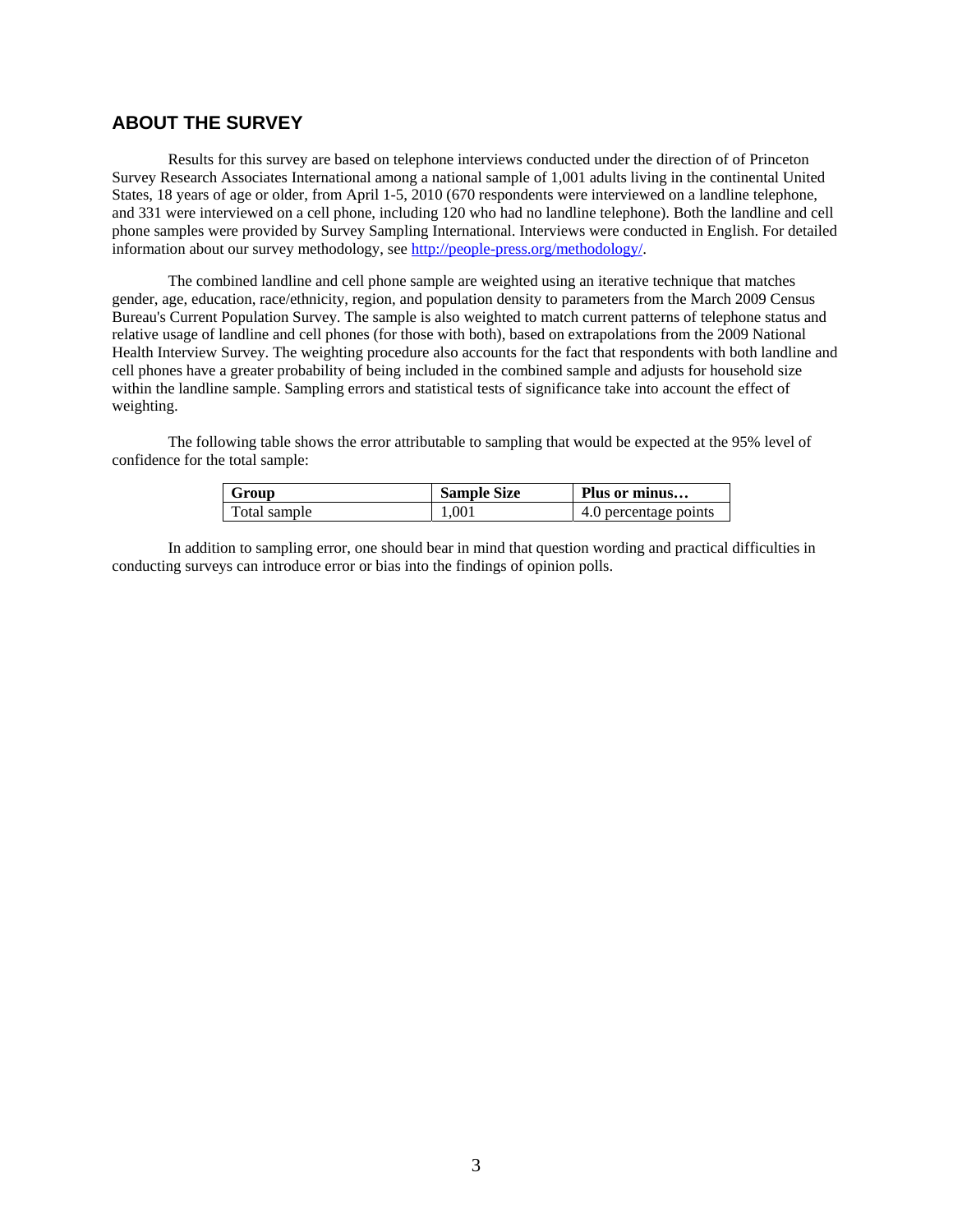## ABOUT THE SURVEY

Results for this survey are based on telephone interviews conducted under the direction of of Princeton Survey Research Associates International among a national sample of 1,001 adults living in the continental United States, 18 years of age or older, from April 1-5, 2010 (670 respondents were interviewed on a landline telephone, and 331 were interviewed on a cell phone, including 120 who had no landline telephone). Both the landline and cell phone samples were provided by Survey Sampling International. Interviews were conducted in English. For detailed information about our survey methodology, see http://people-press.org/methodology/.

The combined landline and cell phone sample are weighted using an iterative technique that matches gender, age, education, race/ethnicity, region, and population density to parameters from the March 2009 Census Bureau's Current Population Survey. The sample is also weighted to match current patterns of telephone status and relative usage of landline and cell phones (for those with both), based on extrapolations from the 2009 National Health Interview Survey. The weighting procedure also accounts for the fact that respondents with both landline and cell phones have a greater probability of being included in the combined sample and adjusts for household size within the landline sample. Sampling errors and statistical tests of significance take into account the effect of weighting.

The following table shows the error attributable to sampling that would be expected at the 95% level of confidence for the total sample:

| Group | Sample Size | Plus or minus… |
|---|---|---|
| Total sample | 1,001 | 4.0 percentage points |

In addition to sampling error, one should bear in mind that question wording and practical difficulties in conducting surveys can introduce error or bias into the findings of opinion polls.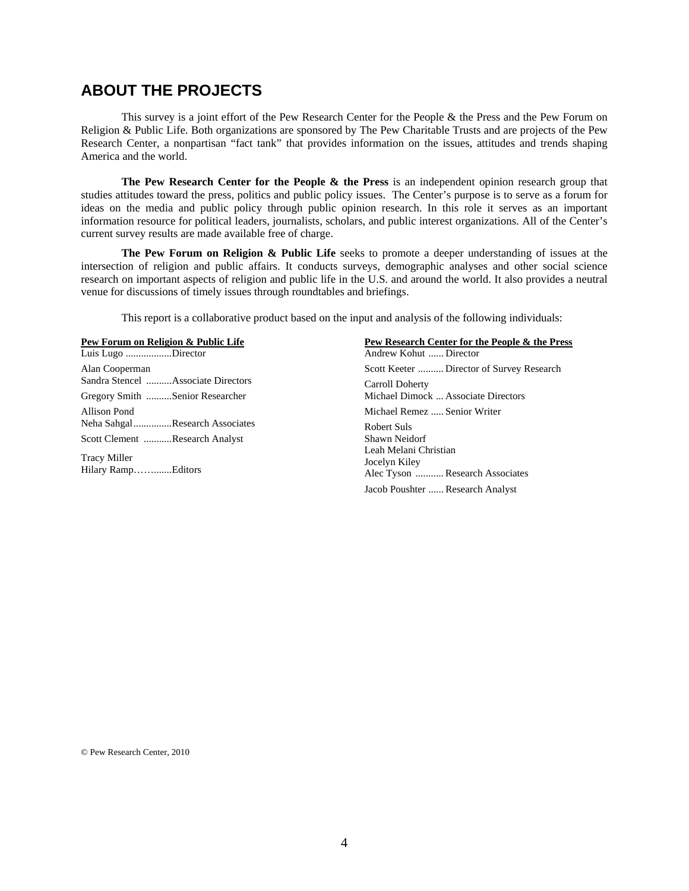## ABOUT THE PROJECTS

This survey is a joint effort of the Pew Research Center for the People & the Press and the Pew Forum on Religion & Public Life. Both organizations are sponsored by The Pew Charitable Trusts and are projects of the Pew Research Center, a nonpartisan "fact tank" that provides information on the issues, attitudes and trends shaping America and the world.

**The Pew Research Center for the People & the Press** is an independent opinion research group that studies attitudes toward the press, politics and public policy issues. The Center's purpose is to serve as a forum for ideas on the media and public policy through public opinion research. In this role it serves as an important information resource for political leaders, journalists, scholars, and public interest organizations. All of the Center's current survey results are made available free of charge.

**The Pew Forum on Religion & Public Life** seeks to promote a deeper understanding of issues at the intersection of religion and public affairs. It conducts surveys, demographic analyses and other social science research on important aspects of religion and public life in the U.S. and around the world. It also provides a neutral venue for discussions of timely issues through roundtables and briefings.

This report is a collaborative product based on the input and analysis of the following individuals:

**Pew Forum on Religion & Public Life**

Luis Lugo ..................Director

Alan Cooperman
Sandra Stencel ..........Associate Directors

Gregory Smith ..........Senior Researcher

Allison Pond
Neha Sahgal...............Research Associates

Scott Clement ...........Research Analyst

Tracy Miller
Hilary Ramp……........Editors

**Pew Research Center for the People & the Press**

Andrew Kohut ...... Director

Scott Keeter .......... Director of Survey Research

Carroll Doherty
Michael Dimock ... Associate Directors

Michael Remez ..... Senior Writer

Robert Suls
Shawn Neidorf
Leah Melani Christian
Jocelyn Kiley
Alec Tyson ........... Research Associates

Jacob Poushter ...... Research Analyst

© Pew Research Center, 2010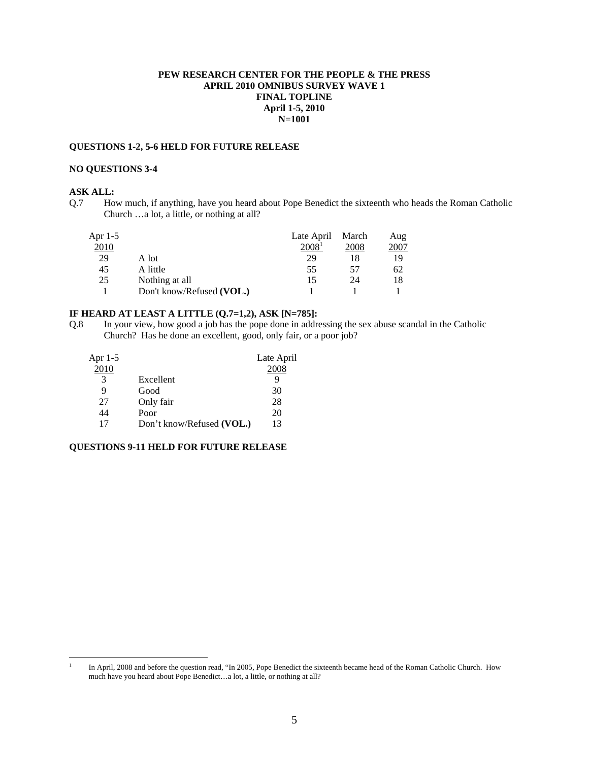**PEW RESEARCH CENTER FOR THE PEOPLE & THE PRESS**
**APRIL 2010 OMNIBUS SURVEY WAVE 1**
**FINAL TOPLINE**
**April 1-5, 2010**
**N=1001**

**QUESTIONS 1-2, 5-6 HELD FOR FUTURE RELEASE**

**NO QUESTIONS 3-4**

**ASK ALL:**

Q.7 How much, if anything, have you heard about Pope Benedict the sixteenth who heads the Roman Catholic Church …a lot, a little, or nothing at all?

| Apr 1-5 2010 | | Late April 2008[1] | March 2008 | Aug 2007 |
|---|---|---|---|---|
| 29 | A lot | 29 | 18 | 19 |
| 45 | A little | 55 | 57 | 62 |
| 25 | Nothing at all | 15 | 24 | 18 |
| 1 | Don't know/Refused **(VOL.)** | 1 | 1 | 1 |

**IF HEARD AT LEAST A LITTLE (Q.7=1,2), ASK [N=785]:**

Q.8 In your view, how good a job has the pope done in addressing the sex abuse scandal in the Catholic Church? Has he done an excellent, good, only fair, or a poor job?

| Apr 1-5 2010 | | Late April 2008 |
|---|---|---|
| 3 | Excellent | 9 |
| 9 | Good | 30 |
| 27 | Only fair | 28 |
| 44 | Poor | 20 |
| 17 | Don't know/Refused **(VOL.)** | 13 |

**QUESTIONS 9-11 HELD FOR FUTURE RELEASE**

[1] In April, 2008 and before the question read, "In 2005, Pope Benedict the sixteenth became head of the Roman Catholic Church. How much have you heard about Pope Benedict…a lot, a little, or nothing at all?